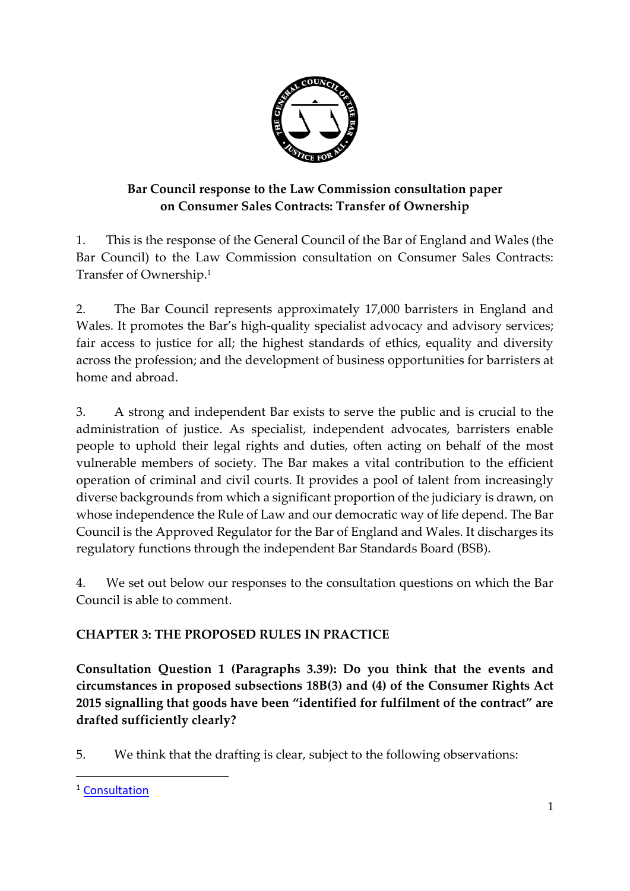**Bar Council response to the Law Commission consultation paper on Consumer Sales Contracts: Transfer of Ownership**

1. This is the response of the General Council of the Bar of England and Wales (the Bar Council) to the Law Commission consultation on Consumer Sales Contracts: Transfer of Ownership.[1]

2. The Bar Council represents approximately 17,000 barristers in England and Wales. It promotes the Bar's high-quality specialist advocacy and advisory services; fair access to justice for all; the highest standards of ethics, equality and diversity across the profession; and the development of business opportunities for barristers at home and abroad.

3. A strong and independent Bar exists to serve the public and is crucial to the administration of justice. As specialist, independent advocates, barristers enable people to uphold their legal rights and duties, often acting on behalf of the most vulnerable members of society. The Bar makes a vital contribution to the efficient operation of criminal and civil courts. It provides a pool of talent from increasingly diverse backgrounds from which a significant proportion of the judiciary is drawn, on whose independence the Rule of Law and our democratic way of life depend. The Bar Council is the Approved Regulator for the Bar of England and Wales. It discharges its regulatory functions through the independent Bar Standards Board (BSB).

4. We set out below our responses to the consultation questions on which the Bar Council is able to comment.

## CHAPTER 3: THE PROPOSED RULES IN PRACTICE

**Consultation Question 1 (Paragraphs 3.39): Do you think that the events and circumstances in proposed subsections 18B(3) and (4) of the Consumer Rights Act 2015 signalling that goods have been "identified for fulfilment of the contract" are drafted sufficiently clearly?**

5. We think that the drafting is clear, subject to the following observations:

---

[1] Consultation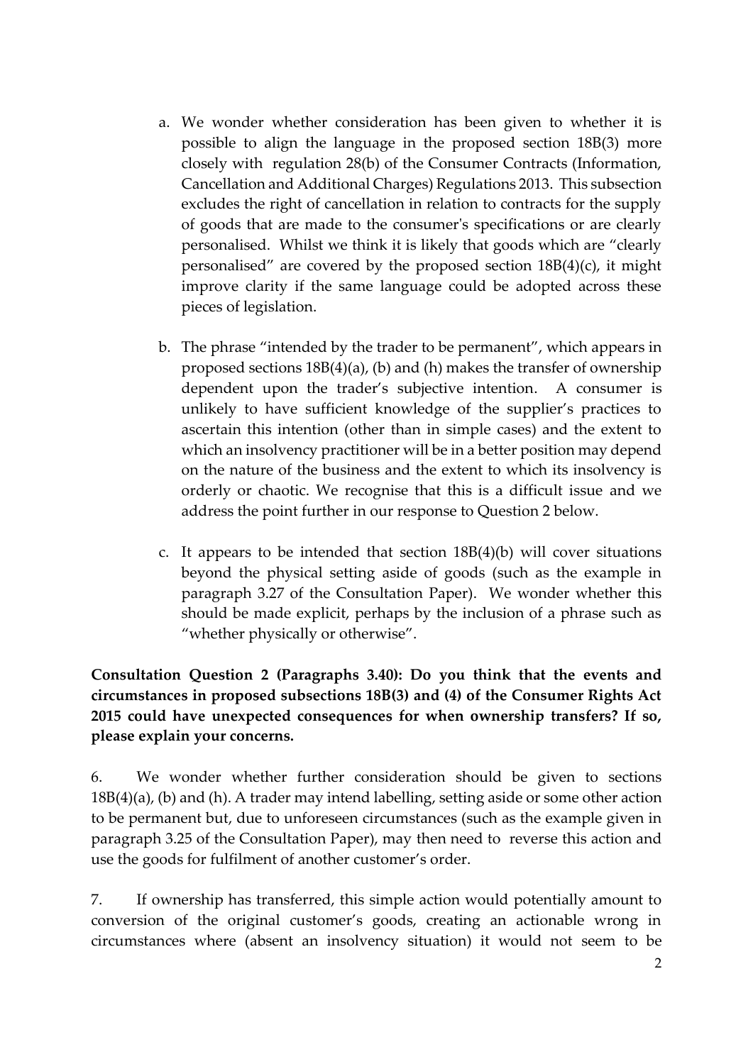a. We wonder whether consideration has been given to whether it is possible to align the language in the proposed section 18B(3) more closely with regulation 28(b) of the Consumer Contracts (Information, Cancellation and Additional Charges) Regulations 2013. This subsection excludes the right of cancellation in relation to contracts for the supply of goods that are made to the consumer's specifications or are clearly personalised. Whilst we think it is likely that goods which are "clearly personalised" are covered by the proposed section 18B(4)(c), it might improve clarity if the same language could be adopted across these pieces of legislation.

b. The phrase "intended by the trader to be permanent", which appears in proposed sections 18B(4)(a), (b) and (h) makes the transfer of ownership dependent upon the trader's subjective intention. A consumer is unlikely to have sufficient knowledge of the supplier's practices to ascertain this intention (other than in simple cases) and the extent to which an insolvency practitioner will be in a better position may depend on the nature of the business and the extent to which its insolvency is orderly or chaotic. We recognise that this is a difficult issue and we address the point further in our response to Question 2 below.

c. It appears to be intended that section 18B(4)(b) will cover situations beyond the physical setting aside of goods (such as the example in paragraph 3.27 of the Consultation Paper). We wonder whether this should be made explicit, perhaps by the inclusion of a phrase such as "whether physically or otherwise".

**Consultation Question 2 (Paragraphs 3.40): Do you think that the events and circumstances in proposed subsections 18B(3) and (4) of the Consumer Rights Act 2015 could have unexpected consequences for when ownership transfers? If so, please explain your concerns.**

6. We wonder whether further consideration should be given to sections 18B(4)(a), (b) and (h). A trader may intend labelling, setting aside or some other action to be permanent but, due to unforeseen circumstances (such as the example given in paragraph 3.25 of the Consultation Paper), may then need to reverse this action and use the goods for fulfilment of another customer's order.

7. If ownership has transferred, this simple action would potentially amount to conversion of the original customer's goods, creating an actionable wrong in circumstances where (absent an insolvency situation) it would not seem to be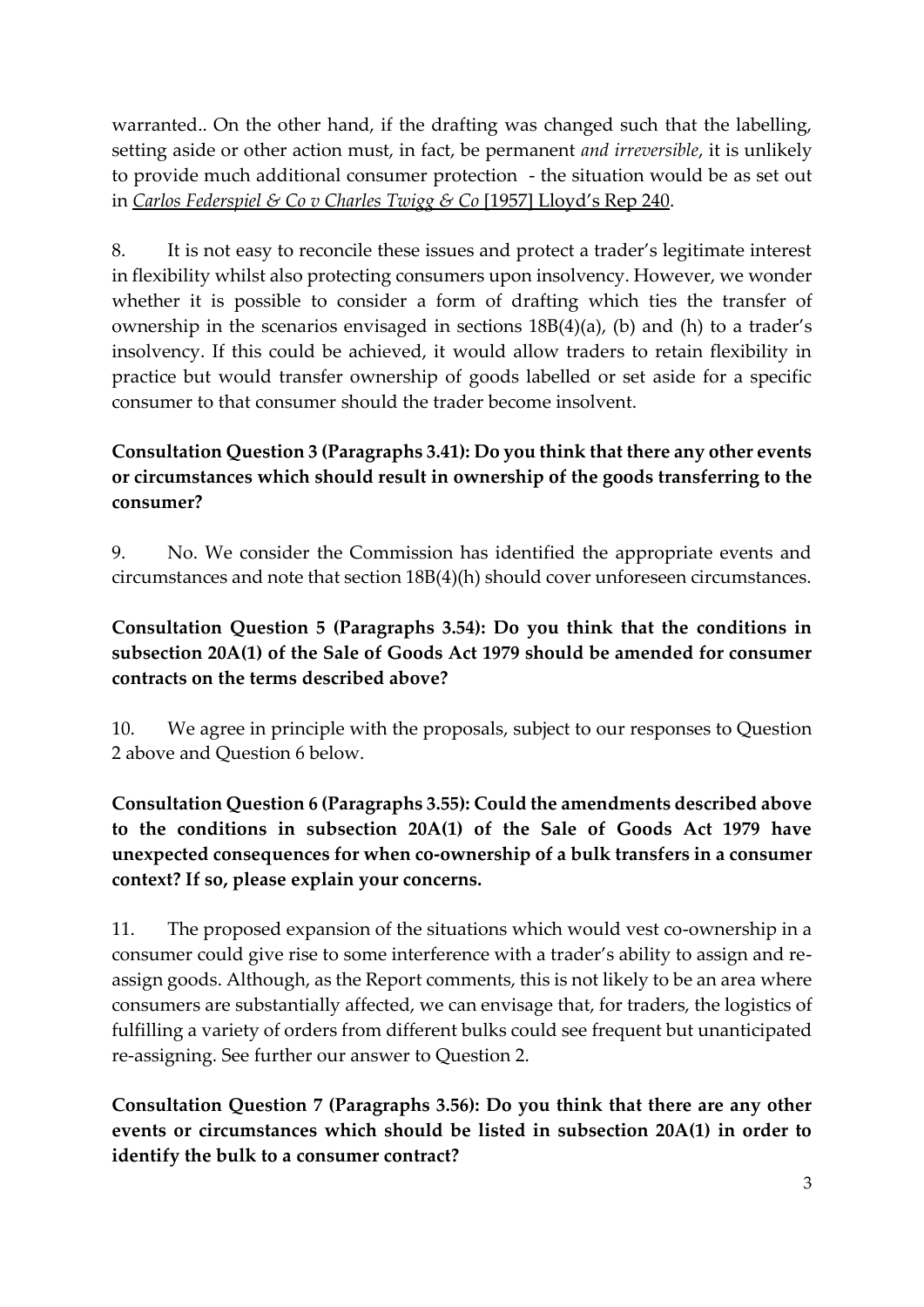warranted.. On the other hand, if the drafting was changed such that the labelling, setting aside or other action must, in fact, be permanent *and irreversible*, it is unlikely to provide much additional consumer protection - the situation would be as set out in *Carlos Federspiel & Co v Charles Twigg & Co* [1957] Lloyd's Rep 240.

8. It is not easy to reconcile these issues and protect a trader's legitimate interest in flexibility whilst also protecting consumers upon insolvency. However, we wonder whether it is possible to consider a form of drafting which ties the transfer of ownership in the scenarios envisaged in sections 18B(4)(a), (b) and (h) to a trader's insolvency. If this could be achieved, it would allow traders to retain flexibility in practice but would transfer ownership of goods labelled or set aside for a specific consumer to that consumer should the trader become insolvent.

**Consultation Question 3 (Paragraphs 3.41): Do you think that there any other events or circumstances which should result in ownership of the goods transferring to the consumer?**

9. No. We consider the Commission has identified the appropriate events and circumstances and note that section 18B(4)(h) should cover unforeseen circumstances.

**Consultation Question 5 (Paragraphs 3.54): Do you think that the conditions in subsection 20A(1) of the Sale of Goods Act 1979 should be amended for consumer contracts on the terms described above?**

10. We agree in principle with the proposals, subject to our responses to Question 2 above and Question 6 below.

**Consultation Question 6 (Paragraphs 3.55): Could the amendments described above to the conditions in subsection 20A(1) of the Sale of Goods Act 1979 have unexpected consequences for when co-ownership of a bulk transfers in a consumer context? If so, please explain your concerns.**

11. The proposed expansion of the situations which would vest co-ownership in a consumer could give rise to some interference with a trader's ability to assign and re-assign goods. Although, as the Report comments, this is not likely to be an area where consumers are substantially affected, we can envisage that, for traders, the logistics of fulfilling a variety of orders from different bulks could see frequent but unanticipated re-assigning. See further our answer to Question 2.

**Consultation Question 7 (Paragraphs 3.56): Do you think that there are any other events or circumstances which should be listed in subsection 20A(1) in order to identify the bulk to a consumer contract?**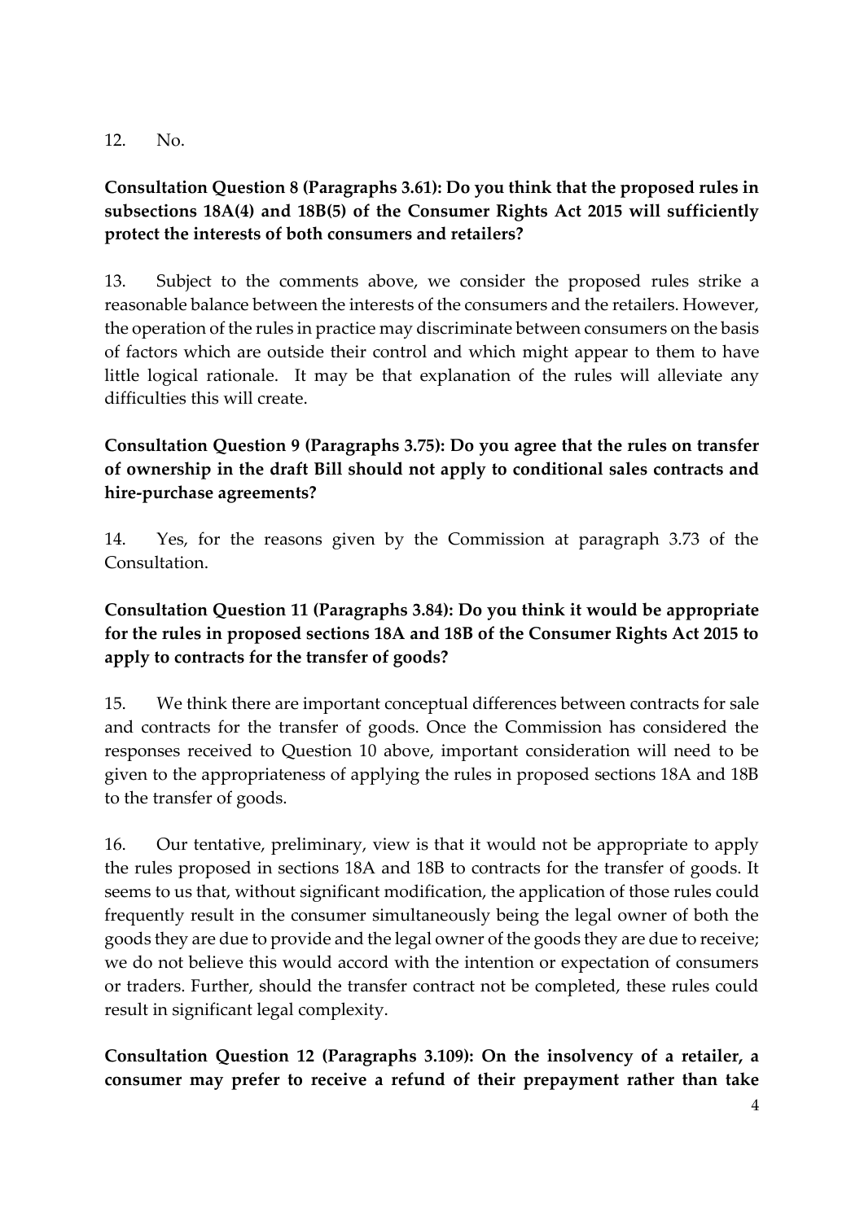12. No.

**Consultation Question 8 (Paragraphs 3.61): Do you think that the proposed rules in subsections 18A(4) and 18B(5) of the Consumer Rights Act 2015 will sufficiently protect the interests of both consumers and retailers?**

13. Subject to the comments above, we consider the proposed rules strike a reasonable balance between the interests of the consumers and the retailers. However, the operation of the rules in practice may discriminate between consumers on the basis of factors which are outside their control and which might appear to them to have little logical rationale. It may be that explanation of the rules will alleviate any difficulties this will create.

**Consultation Question 9 (Paragraphs 3.75): Do you agree that the rules on transfer of ownership in the draft Bill should not apply to conditional sales contracts and hire-purchase agreements?**

14. Yes, for the reasons given by the Commission at paragraph 3.73 of the Consultation.

**Consultation Question 11 (Paragraphs 3.84): Do you think it would be appropriate for the rules in proposed sections 18A and 18B of the Consumer Rights Act 2015 to apply to contracts for the transfer of goods?**

15. We think there are important conceptual differences between contracts for sale and contracts for the transfer of goods. Once the Commission has considered the responses received to Question 10 above, important consideration will need to be given to the appropriateness of applying the rules in proposed sections 18A and 18B to the transfer of goods.

16. Our tentative, preliminary, view is that it would not be appropriate to apply the rules proposed in sections 18A and 18B to contracts for the transfer of goods. It seems to us that, without significant modification, the application of those rules could frequently result in the consumer simultaneously being the legal owner of both the goods they are due to provide and the legal owner of the goods they are due to receive; we do not believe this would accord with the intention or expectation of consumers or traders. Further, should the transfer contract not be completed, these rules could result in significant legal complexity.

**Consultation Question 12 (Paragraphs 3.109): On the insolvency of a retailer, a consumer may prefer to receive a refund of their prepayment rather than take**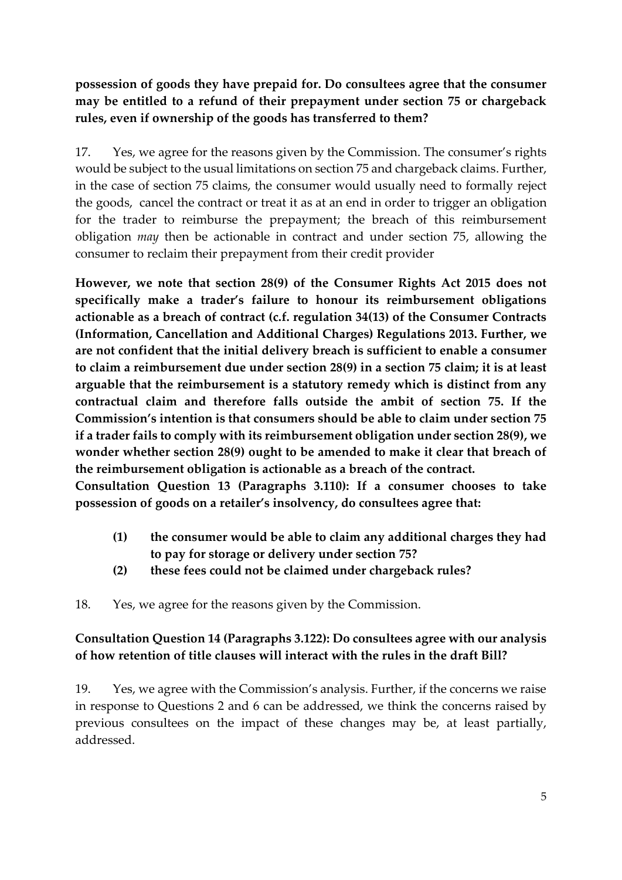**possession of goods they have prepaid for. Do consultees agree that the consumer may be entitled to a refund of their prepayment under section 75 or chargeback rules, even if ownership of the goods has transferred to them?**

17. Yes, we agree for the reasons given by the Commission. The consumer's rights would be subject to the usual limitations on section 75 and chargeback claims. Further, in the case of section 75 claims, the consumer would usually need to formally reject the goods, cancel the contract or treat it as at an end in order to trigger an obligation for the trader to reimburse the prepayment; the breach of this reimbursement obligation *may* then be actionable in contract and under section 75, allowing the consumer to reclaim their prepayment from their credit provider

**However, we note that section 28(9) of the Consumer Rights Act 2015 does not specifically make a trader's failure to honour its reimbursement obligations actionable as a breach of contract (c.f. regulation 34(13) of the Consumer Contracts (Information, Cancellation and Additional Charges) Regulations 2013. Further, we are not confident that the initial delivery breach is sufficient to enable a consumer to claim a reimbursement due under section 28(9) in a section 75 claim; it is at least arguable that the reimbursement is a statutory remedy which is distinct from any contractual claim and therefore falls outside the ambit of section 75. If the Commission's intention is that consumers should be able to claim under section 75 if a trader fails to comply with its reimbursement obligation under section 28(9), we wonder whether section 28(9) ought to be amended to make it clear that breach of the reimbursement obligation is actionable as a breach of the contract.**

**Consultation Question 13 (Paragraphs 3.110): If a consumer chooses to take possession of goods on a retailer's insolvency, do consultees agree that:**

- **(1) the consumer would be able to claim any additional charges they had to pay for storage or delivery under section 75?**
- **(2) these fees could not be claimed under chargeback rules?**

18. Yes, we agree for the reasons given by the Commission.

**Consultation Question 14 (Paragraphs 3.122): Do consultees agree with our analysis of how retention of title clauses will interact with the rules in the draft Bill?**

19. Yes, we agree with the Commission's analysis. Further, if the concerns we raise in response to Questions 2 and 6 can be addressed, we think the concerns raised by previous consultees on the impact of these changes may be, at least partially, addressed.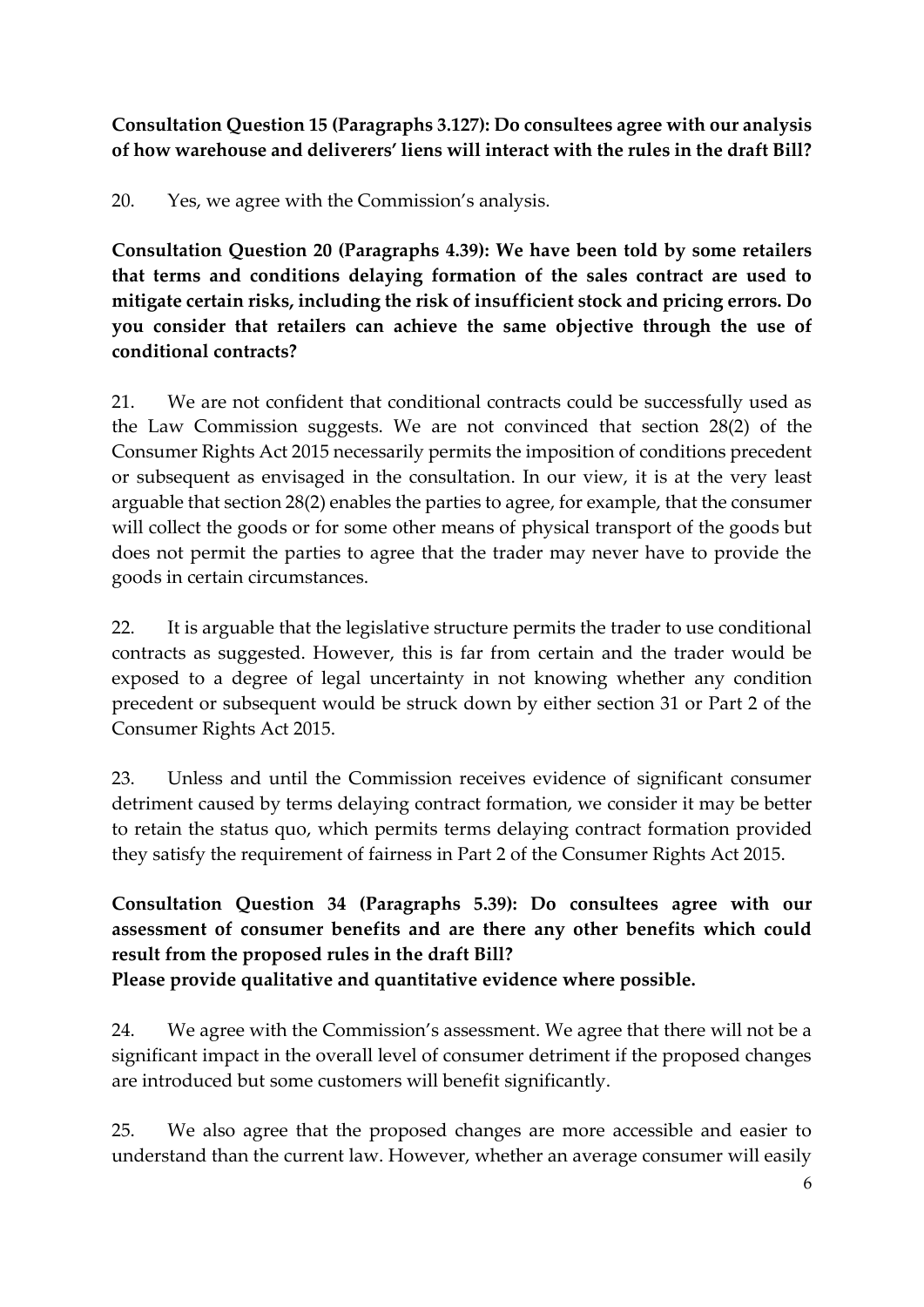**Consultation Question 15 (Paragraphs 3.127): Do consultees agree with our analysis of how warehouse and deliverers' liens will interact with the rules in the draft Bill?**

20. Yes, we agree with the Commission's analysis.

**Consultation Question 20 (Paragraphs 4.39): We have been told by some retailers that terms and conditions delaying formation of the sales contract are used to mitigate certain risks, including the risk of insufficient stock and pricing errors. Do you consider that retailers can achieve the same objective through the use of conditional contracts?**

21. We are not confident that conditional contracts could be successfully used as the Law Commission suggests. We are not convinced that section 28(2) of the Consumer Rights Act 2015 necessarily permits the imposition of conditions precedent or subsequent as envisaged in the consultation. In our view, it is at the very least arguable that section 28(2) enables the parties to agree, for example, that the consumer will collect the goods or for some other means of physical transport of the goods but does not permit the parties to agree that the trader may never have to provide the goods in certain circumstances.

22. It is arguable that the legislative structure permits the trader to use conditional contracts as suggested. However, this is far from certain and the trader would be exposed to a degree of legal uncertainty in not knowing whether any condition precedent or subsequent would be struck down by either section 31 or Part 2 of the Consumer Rights Act 2015.

23. Unless and until the Commission receives evidence of significant consumer detriment caused by terms delaying contract formation, we consider it may be better to retain the status quo, which permits terms delaying contract formation provided they satisfy the requirement of fairness in Part 2 of the Consumer Rights Act 2015.

**Consultation Question 34 (Paragraphs 5.39): Do consultees agree with our assessment of consumer benefits and are there any other benefits which could result from the proposed rules in the draft Bill?**
**Please provide qualitative and quantitative evidence where possible.**

24. We agree with the Commission's assessment. We agree that there will not be a significant impact in the overall level of consumer detriment if the proposed changes are introduced but some customers will benefit significantly.

25. We also agree that the proposed changes are more accessible and easier to understand than the current law. However, whether an average consumer will easily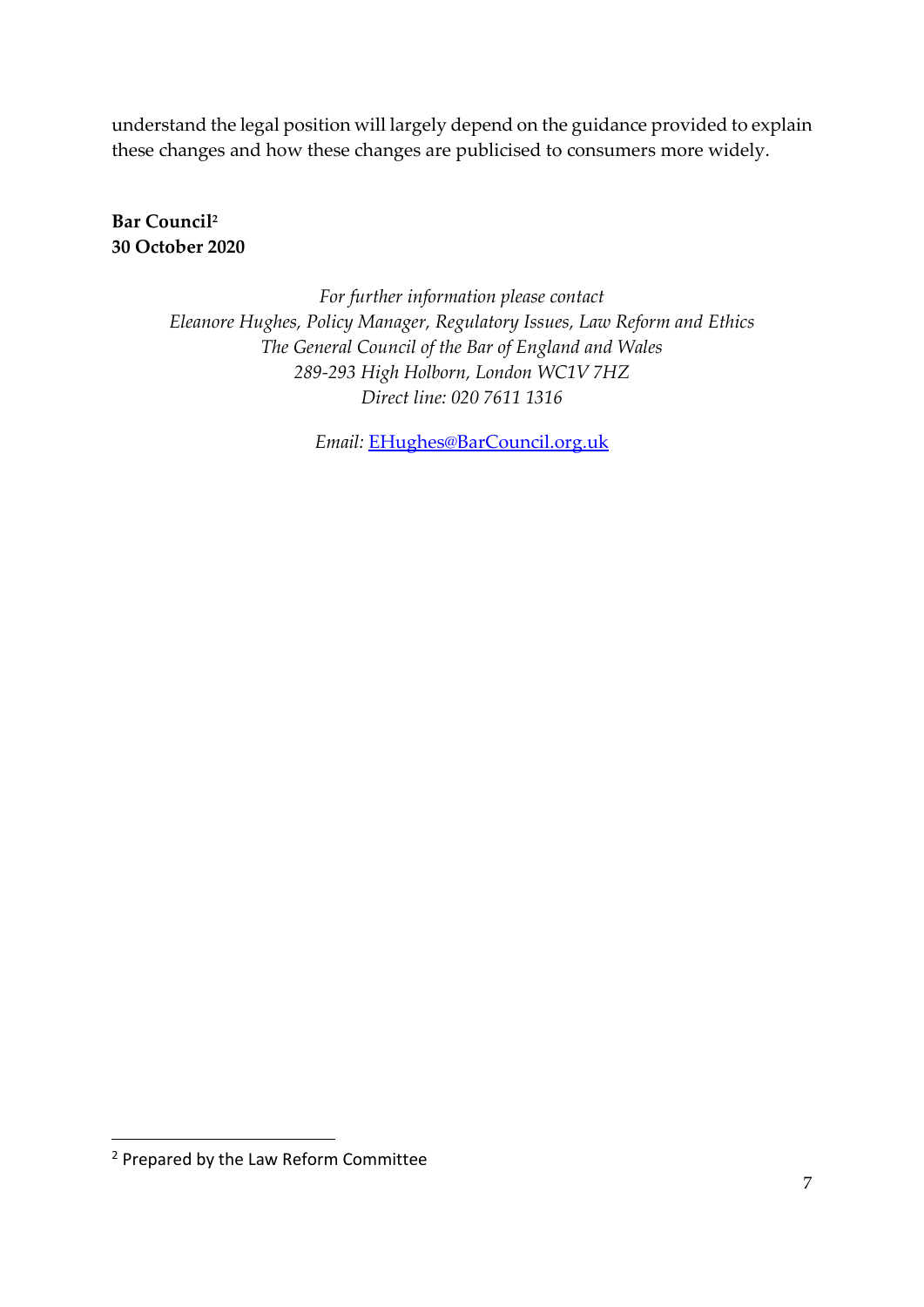understand the legal position will largely depend on the guidance provided to explain these changes and how these changes are publicised to consumers more widely.

**Bar Council[2]**
**30 October 2020**

*For further information please contact*
*Eleanore Hughes, Policy Manager, Regulatory Issues, Law Reform and Ethics*
*The General Council of the Bar of England and Wales*
*289-293 High Holborn, London WC1V 7HZ*
*Direct line: 020 7611 1316*

*Email:* EHughes@BarCouncil.org.uk

[2] Prepared by the Law Reform Committee